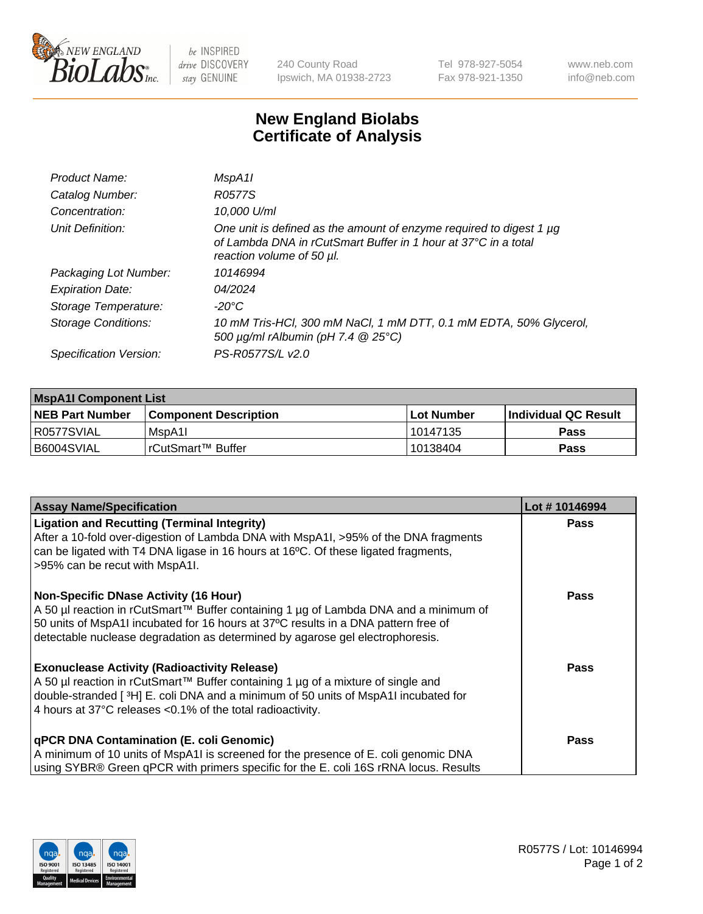240 County Road
Ipswich, MA 01938-2723

Tel 978-927-5054
Fax 978-921-1350

www.neb.com
info@neb.com

# New England Biolabs
# Certificate of Analysis

| | |
|---|---|
| *Product Name:* | *MspA1I* |
| *Catalog Number:* | *R0577S* |
| *Concentration:* | *10,000 U/ml* |
| *Unit Definition:* | *One unit is defined as the amount of enzyme required to digest 1 µg of Lambda DNA in rCutSmart Buffer in 1 hour at 37°C in a total reaction volume of 50 µl.* |
| *Packaging Lot Number:* | *10146994* |
| *Expiration Date:* | *04/2024* |
| *Storage Temperature:* | *-20°C* |
| *Storage Conditions:* | *10 mM Tris-HCl, 300 mM NaCl, 1 mM DTT, 0.1 mM EDTA, 50% Glycerol, 500 µg/ml rAlbumin (pH 7.4 @ 25°C)* |
| *Specification Version:* | *PS-R0577S/L v2.0* |

| **MspA1I Component List** | | | |
|---|---|---|---|
| **NEB Part Number** | **Component Description** | **Lot Number** | **Individual QC Result** |
| R0577SVIAL | MspA1I | 10147135 | **Pass** |
| B6004SVIAL | rCutSmart™ Buffer | 10138404 | **Pass** |

| **Assay Name/Specification** | **Lot # 10146994** |
|---|---|
| **Ligation and Recutting (Terminal Integrity)**<br>After a 10-fold over-digestion of Lambda DNA with MspA1I, >95% of the DNA fragments can be ligated with T4 DNA ligase in 16 hours at 16ºC. Of these ligated fragments, >95% can be recut with MspA1I. | **Pass** |
| **Non-Specific DNase Activity (16 Hour)**<br>A 50 µl reaction in rCutSmart™ Buffer containing 1 µg of Lambda DNA and a minimum of 50 units of MspA1I incubated for 16 hours at 37ºC results in a DNA pattern free of detectable nuclease degradation as determined by agarose gel electrophoresis. | **Pass** |
| **Exonuclease Activity (Radioactivity Release)**<br>A 50 µl reaction in rCutSmart™ Buffer containing 1 µg of a mixture of single and double-stranded [ $^{3}$H] E. coli DNA and a minimum of 50 units of MspA1I incubated for 4 hours at 37°C releases <0.1% of the total radioactivity. | **Pass** |
| **qPCR DNA Contamination (E. coli Genomic)**<br>A minimum of 10 units of MspA1I is screened for the presence of E. coli genomic DNA using SYBR® Green qPCR with primers specific for the E. coli 16S rRNA locus. Results | **Pass** |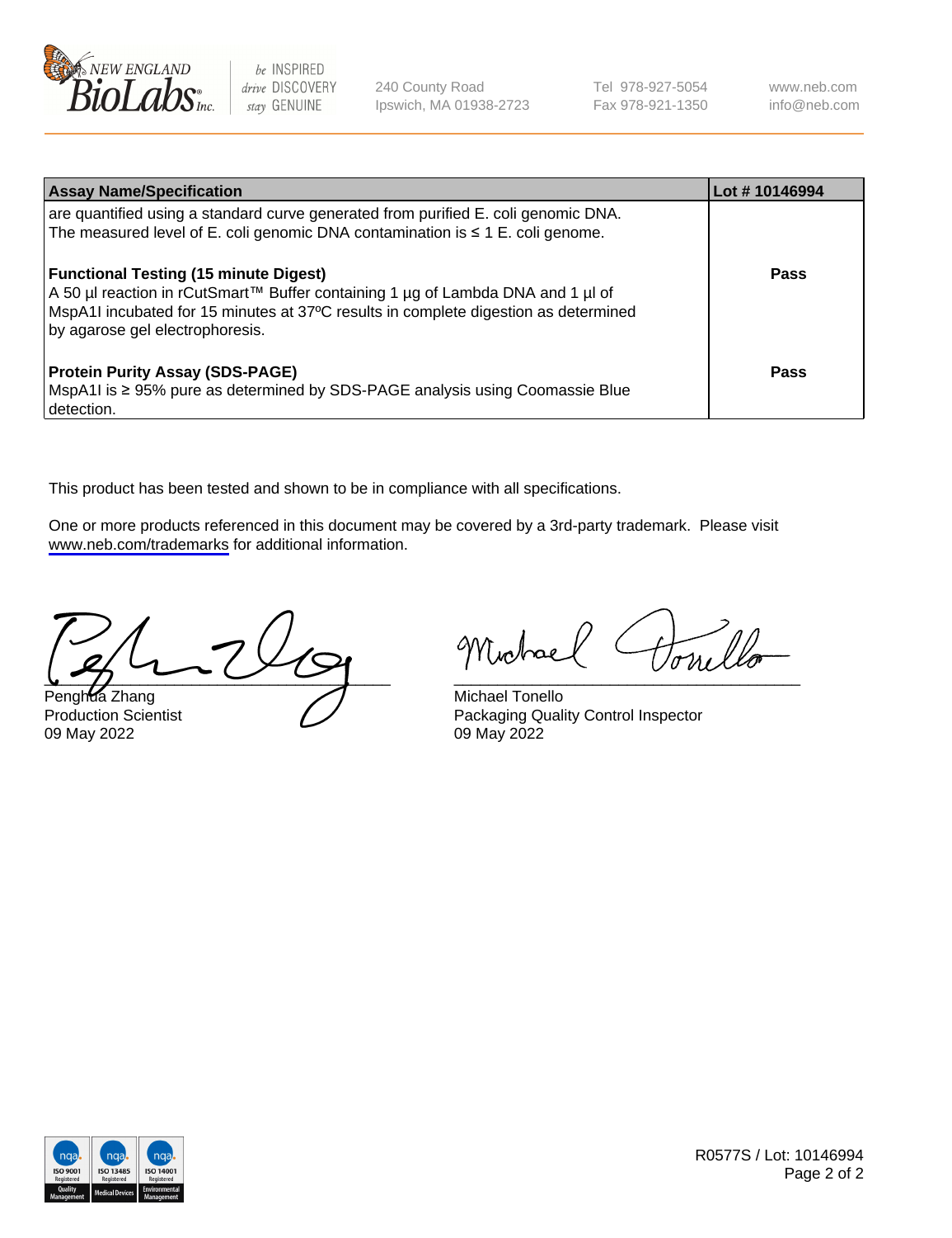| Assay Name/Specification | Lot # 10146994 |
|---|---|
| are quantified using a standard curve generated from purified E. coli genomic DNA. The measured level of E. coli genomic DNA contamination is ≤ 1 E. coli genome. | |
| **Functional Testing (15 minute Digest)**<br>A 50 µl reaction in rCutSmart™ Buffer containing 1 µg of Lambda DNA and 1 µl of MspA1I incubated for 15 minutes at 37ºC results in complete digestion as determined by agarose gel electrophoresis. | **Pass** |
| **Protein Purity Assay (SDS-PAGE)**<br>MspA1I is ≥ 95% pure as determined by SDS-PAGE analysis using Coomassie Blue detection. | **Pass** |

This product has been tested and shown to be in compliance with all specifications.

One or more products referenced in this document may be covered by a 3rd-party trademark. Please visit www.neb.com/trademarks for additional information.

Penghua Zhang
Production Scientist
09 May 2022

Michael Tonello
Packaging Quality Control Inspector
09 May 2022

R0577S / Lot: 10146994